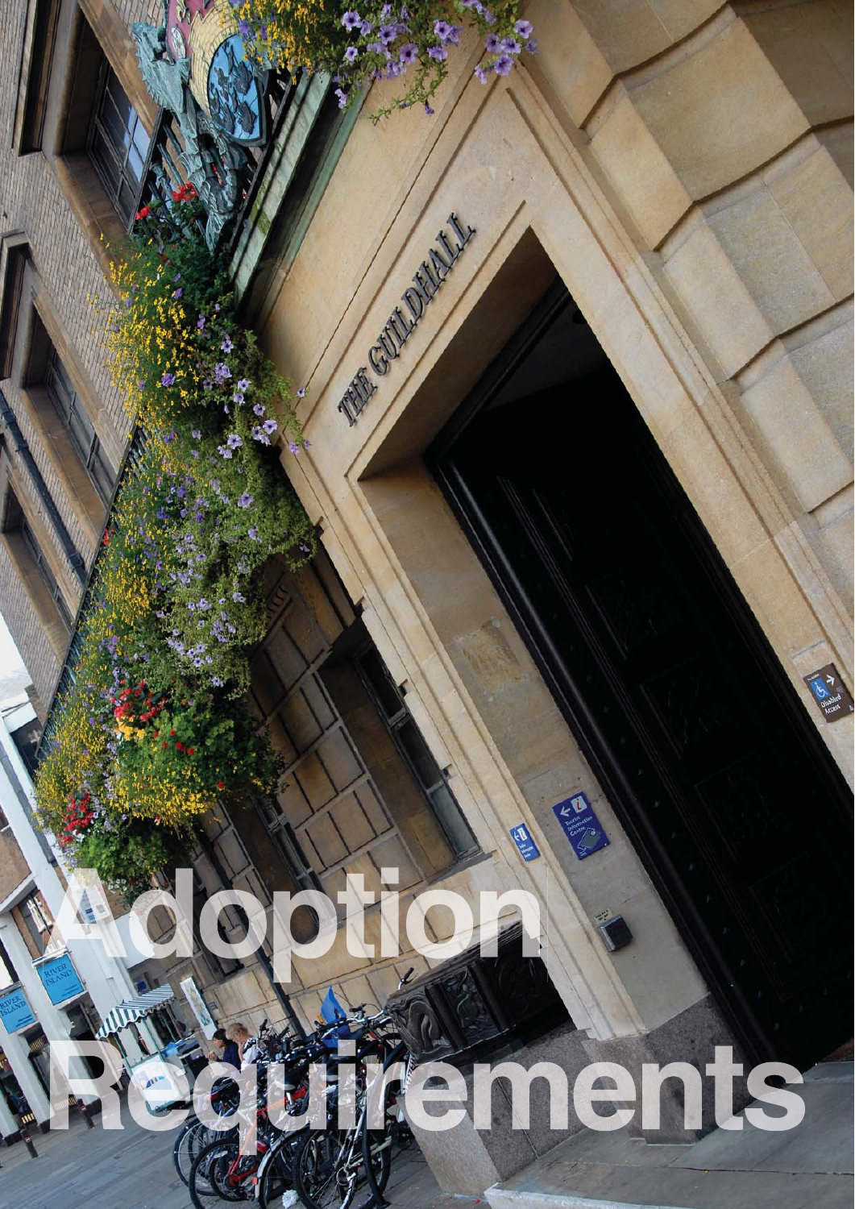# Adoption Requirements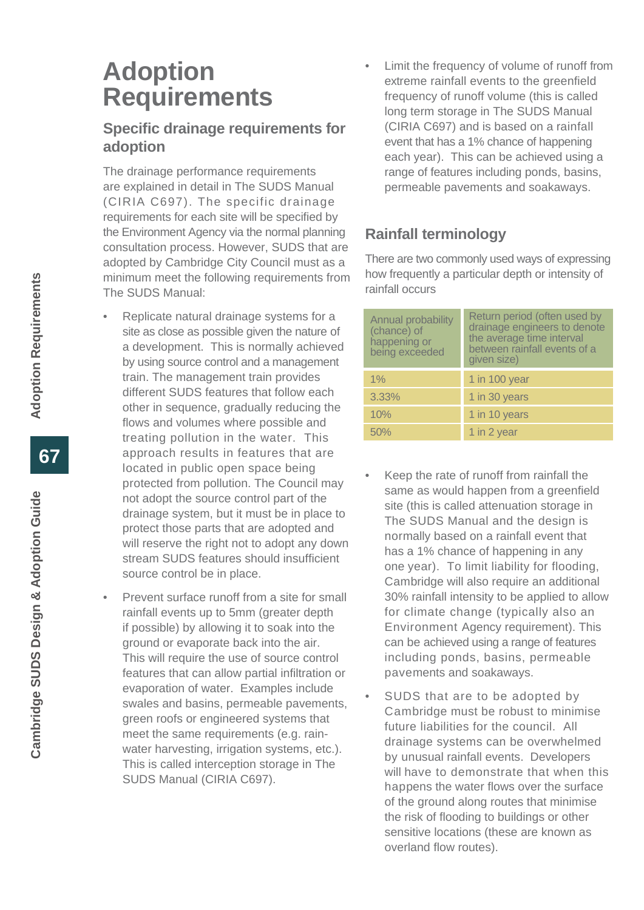# Adoption Requirements

## Specific drainage requirements for adoption

The drainage performance requirements are explained in detail in The SUDS Manual (CIRIA C697). The specific drainage requirements for each site will be specified by the Environment Agency via the normal planning consultation process. However, SUDS that are adopted by Cambridge City Council must as a minimum meet the following requirements from The SUDS Manual:

- Replicate natural drainage systems for a site as close as possible given the nature of a development. This is normally achieved by using source control and a management train. The management train provides different SUDS features that follow each other in sequence, gradually reducing the flows and volumes where possible and treating pollution in the water. This approach results in features that are located in public open space being protected from pollution. The Council may not adopt the source control part of the drainage system, but it must be in place to protect those parts that are adopted and will reserve the right not to adopt any down stream SUDS features should insufficient source control be in place.
- Prevent surface runoff from a site for small rainfall events up to 5mm (greater depth if possible) by allowing it to soak into the ground or evaporate back into the air. This will require the use of source control features that can allow partial infiltration or evaporation of water. Examples include swales and basins, permeable pavements, green roofs or engineered systems that meet the same requirements (e.g. rain-water harvesting, irrigation systems, etc.). This is called interception storage in The SUDS Manual (CIRIA C697).
- Limit the frequency of volume of runoff from extreme rainfall events to the greenfield frequency of runoff volume (this is called long term storage in The SUDS Manual (CIRIA C697) and is based on a rainfall event that has a 1% chance of happening each year). This can be achieved using a range of features including ponds, basins, permeable pavements and soakaways.

## Rainfall terminology

There are two commonly used ways of expressing how frequently a particular depth or intensity of rainfall occurs

| Annual probability (chance) of happening or being exceeded | Return period (often used by drainage engineers to denote the average time interval between rainfall events of a given size) |
|---|---|
| 1% | 1 in 100 year |
| 3.33% | 1 in 30 years |
| 10% | 1 in 10 years |
| 50% | 1 in 2 year |

- Keep the rate of runoff from rainfall the same as would happen from a greenfield site (this is called attenuation storage in The SUDS Manual and the design is normally based on a rainfall event that has a 1% chance of happening in any one year). To limit liability for flooding, Cambridge will also require an additional 30% rainfall intensity to be applied to allow for climate change (typically also an Environment Agency requirement). This can be achieved using a range of features including ponds, basins, permeable pavements and soakaways.
- SUDS that are to be adopted by Cambridge must be robust to minimise future liabilities for the council. All drainage systems can be overwhelmed by unusual rainfall events. Developers will have to demonstrate that when this happens the water flows over the surface of the ground along routes that minimise the risk of flooding to buildings or other sensitive locations (these are known as overland flow routes).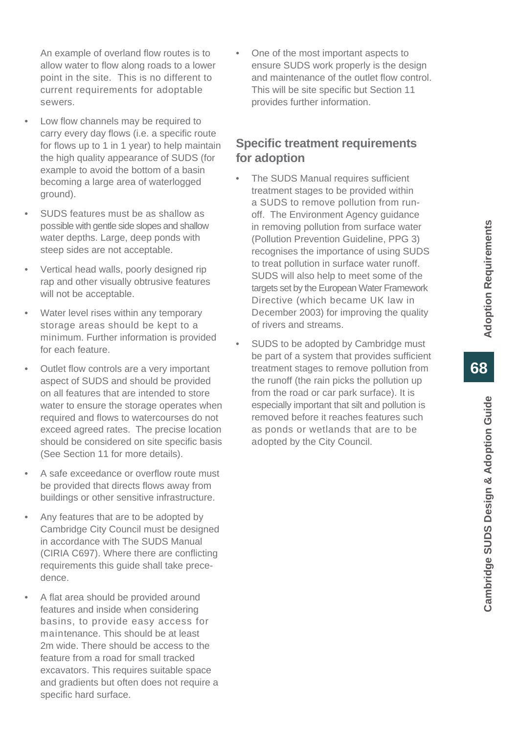An example of overland flow routes is to allow water to flow along roads to a lower point in the site. This is no different to current requirements for adoptable sewers.

- Low flow channels may be required to carry every day flows (i.e. a specific route for flows up to 1 in 1 year) to help maintain the high quality appearance of SUDS (for example to avoid the bottom of a basin becoming a large area of waterlogged ground).
- SUDS features must be as shallow as possible with gentle side slopes and shallow water depths. Large, deep ponds with steep sides are not acceptable.
- Vertical head walls, poorly designed rip rap and other visually obtrusive features will not be acceptable.
- Water level rises within any temporary storage areas should be kept to a minimum. Further information is provided for each feature.
- Outlet flow controls are a very important aspect of SUDS and should be provided on all features that are intended to store water to ensure the storage operates when required and flows to watercourses do not exceed agreed rates. The precise location should be considered on site specific basis (See Section 11 for more details).
- A safe exceedance or overflow route must be provided that directs flows away from buildings or other sensitive infrastructure.
- Any features that are to be adopted by Cambridge City Council must be designed in accordance with The SUDS Manual (CIRIA C697). Where there are conflicting requirements this guide shall take precedence.
- A flat area should be provided around features and inside when considering basins, to provide easy access for maintenance. This should be at least 2m wide. There should be access to the feature from a road for small tracked excavators. This requires suitable space and gradients but often does not require a specific hard surface.
- One of the most important aspects to ensure SUDS work properly is the design and maintenance of the outlet flow control. This will be site specific but Section 11 provides further information.

## Specific treatment requirements for adoption

- The SUDS Manual requires sufficient treatment stages to be provided within a SUDS to remove pollution from run-off. The Environment Agency guidance in removing pollution from surface water (Pollution Prevention Guideline, PPG 3) recognises the importance of using SUDS to treat pollution in surface water runoff. SUDS will also help to meet some of the targets set by the European Water Framework Directive (which became UK law in December 2003) for improving the quality of rivers and streams.
- SUDS to be adopted by Cambridge must be part of a system that provides sufficient treatment stages to remove pollution from the runoff (the rain picks the pollution up from the road or car park surface). It is especially important that silt and pollution is removed before it reaches features such as ponds or wetlands that are to be adopted by the City Council.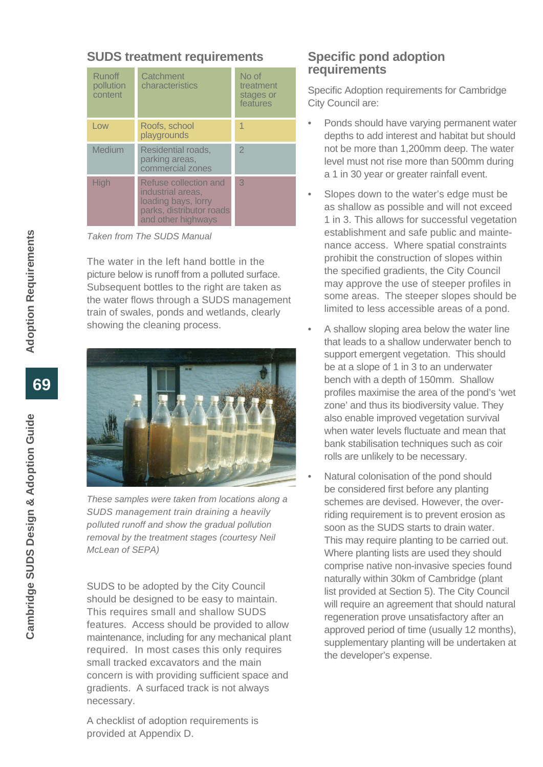## SUDS treatment requirements

| Runoff pollution content | Catchment characteristics | No of treatment stages or features |
|---|---|---|
| Low | Roofs, school playgrounds | 1 |
| Medium | Residential roads, parking areas, commercial zones | 2 |
| High | Refuse collection and industrial areas, loading bays, lorry parks, distributor roads and other highways | 3 |

*Taken from The SUDS Manual*

The water in the left hand bottle in the picture below is runoff from a polluted surface. Subsequent bottles to the right are taken as the water flows through a SUDS management train of swales, ponds and wetlands, clearly showing the cleaning process.

*These samples were taken from locations along a SUDS management train draining a heavily polluted runoff and show the gradual pollution removal by the treatment stages (courtesy Neil McLean of SEPA)*

SUDS to be adopted by the City Council should be designed to be easy to maintain. This requires small and shallow SUDS features. Access should be provided to allow maintenance, including for any mechanical plant required. In most cases this only requires small tracked excavators and the main concern is with providing sufficient space and gradients. A surfaced track is not always necessary.

A checklist of adoption requirements is provided at Appendix D.

## Specific pond adoption requirements

Specific Adoption requirements for Cambridge City Council are:

- Ponds should have varying permanent water depths to add interest and habitat but should not be more than 1,200mm deep. The water level must not rise more than 500mm during a 1 in 30 year or greater rainfall event.
- Slopes down to the water's edge must be as shallow as possible and will not exceed 1 in 3. This allows for successful vegetation establishment and safe public and maintenance access. Where spatial constraints prohibit the construction of slopes within the specified gradients, the City Council may approve the use of steeper profiles in some areas. The steeper slopes should be limited to less accessible areas of a pond.
- A shallow sloping area below the water line that leads to a shallow underwater bench to support emergent vegetation. This should be at a slope of 1 in 3 to an underwater bench with a depth of 150mm. Shallow profiles maximise the area of the pond's 'wet zone' and thus its biodiversity value. They also enable improved vegetation survival when water levels fluctuate and mean that bank stabilisation techniques such as coir rolls are unlikely to be necessary.
- Natural colonisation of the pond should be considered first before any planting schemes are devised. However, the overriding requirement is to prevent erosion as soon as the SUDS starts to drain water. This may require planting to be carried out. Where planting lists are used they should comprise native non-invasive species found naturally within 30km of Cambridge (plant list provided at Section 5). The City Council will require an agreement that should natural regeneration prove unsatisfactory after an approved period of time (usually 12 months), supplementary planting will be undertaken at the developer's expense.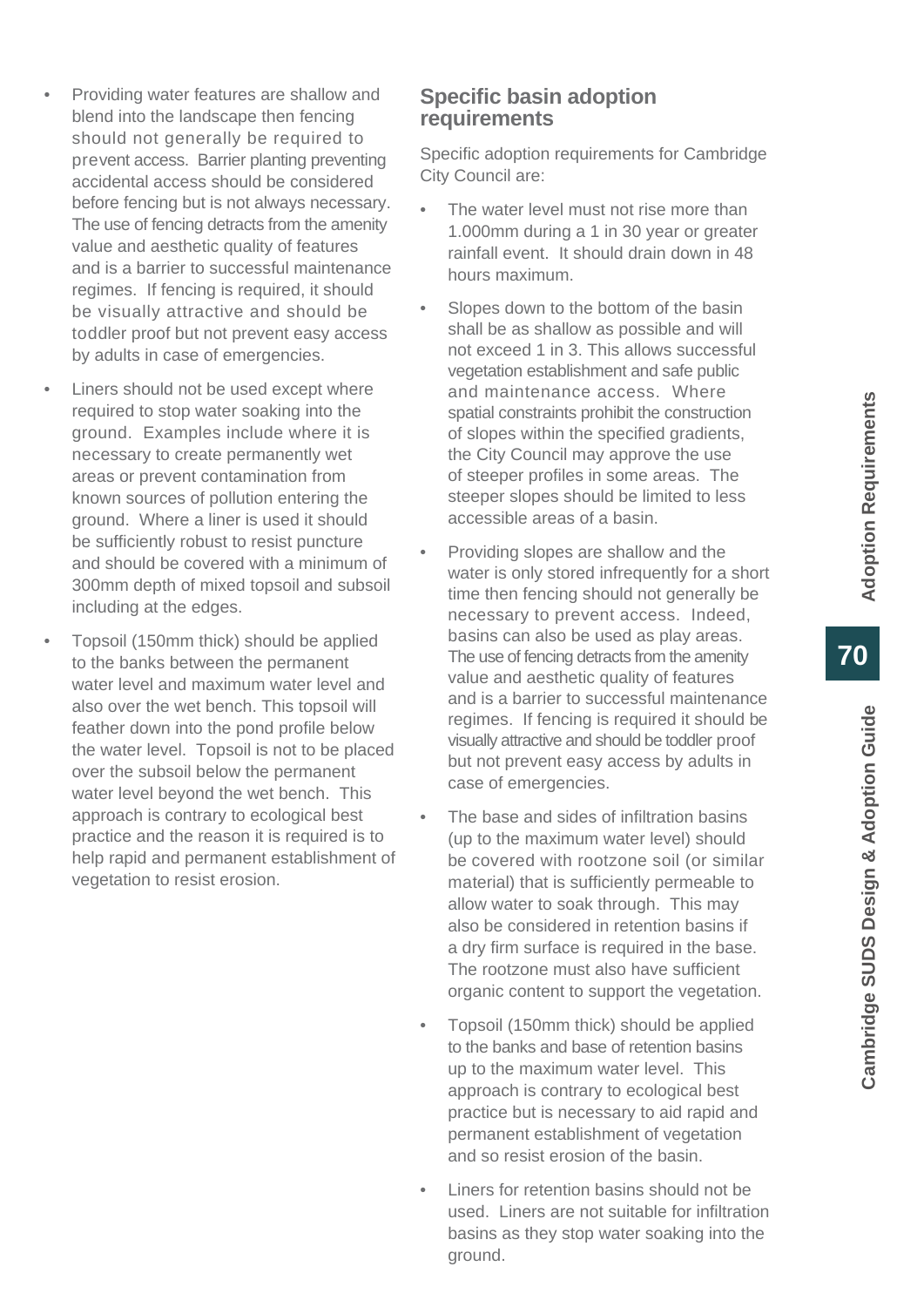- Providing water features are shallow and blend into the landscape then fencing should not generally be required to prevent access. Barrier planting preventing accidental access should be considered before fencing but is not always necessary. The use of fencing detracts from the amenity value and aesthetic quality of features and is a barrier to successful maintenance regimes. If fencing is required, it should be visually attractive and should be toddler proof but not prevent easy access by adults in case of emergencies.
- Liners should not be used except where required to stop water soaking into the ground. Examples include where it is necessary to create permanently wet areas or prevent contamination from known sources of pollution entering the ground. Where a liner is used it should be sufficiently robust to resist puncture and should be covered with a minimum of 300mm depth of mixed topsoil and subsoil including at the edges.
- Topsoil (150mm thick) should be applied to the banks between the permanent water level and maximum water level and also over the wet bench. This topsoil will feather down into the pond profile below the water level. Topsoil is not to be placed over the subsoil below the permanent water level beyond the wet bench. This approach is contrary to ecological best practice and the reason it is required is to help rapid and permanent establishment of vegetation to resist erosion.

## Specific basin adoption requirements

Specific adoption requirements for Cambridge City Council are:

- The water level must not rise more than 1.000mm during a 1 in 30 year or greater rainfall event. It should drain down in 48 hours maximum.
- Slopes down to the bottom of the basin shall be as shallow as possible and will not exceed 1 in 3. This allows successful vegetation establishment and safe public and maintenance access. Where spatial constraints prohibit the construction of slopes within the specified gradients, the City Council may approve the use of steeper profiles in some areas. The steeper slopes should be limited to less accessible areas of a basin.
- Providing slopes are shallow and the water is only stored infrequently for a short time then fencing should not generally be necessary to prevent access. Indeed, basins can also be used as play areas. The use of fencing detracts from the amenity value and aesthetic quality of features and is a barrier to successful maintenance regimes. If fencing is required it should be visually attractive and should be toddler proof but not prevent easy access by adults in case of emergencies.
- The base and sides of infiltration basins (up to the maximum water level) should be covered with rootzone soil (or similar material) that is sufficiently permeable to allow water to soak through. This may also be considered in retention basins if a dry firm surface is required in the base. The rootzone must also have sufficient organic content to support the vegetation.
- Topsoil (150mm thick) should be applied to the banks and base of retention basins up to the maximum water level. This approach is contrary to ecological best practice but is necessary to aid rapid and permanent establishment of vegetation and so resist erosion of the basin.
- Liners for retention basins should not be used. Liners are not suitable for infiltration basins as they stop water soaking into the ground.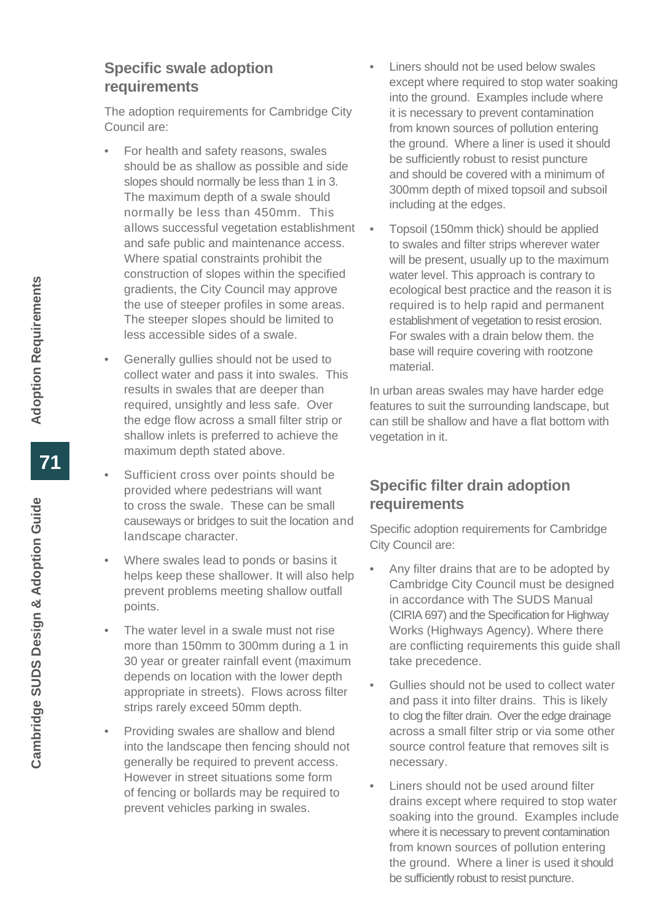## Specific swale adoption requirements

The adoption requirements for Cambridge City Council are:

- For health and safety reasons, swales should be as shallow as possible and side slopes should normally be less than 1 in 3. The maximum depth of a swale should normally be less than 450mm. This allows successful vegetation establishment and safe public and maintenance access. Where spatial constraints prohibit the construction of slopes within the specified gradients, the City Council may approve the use of steeper profiles in some areas. The steeper slopes should be limited to less accessible sides of a swale.
- Generally gullies should not be used to collect water and pass it into swales. This results in swales that are deeper than required, unsightly and less safe. Over the edge flow across a small filter strip or shallow inlets is preferred to achieve the maximum depth stated above.
- Sufficient cross over points should be provided where pedestrians will want to cross the swale. These can be small causeways or bridges to suit the location and landscape character.
- Where swales lead to ponds or basins it helps keep these shallower. It will also help prevent problems meeting shallow outfall points.
- The water level in a swale must not rise more than 150mm to 300mm during a 1 in 30 year or greater rainfall event (maximum depends on location with the lower depth appropriate in streets). Flows across filter strips rarely exceed 50mm depth.
- Providing swales are shallow and blend into the landscape then fencing should not generally be required to prevent access. However in street situations some form of fencing or bollards may be required to prevent vehicles parking in swales.
- Liners should not be used below swales except where required to stop water soaking into the ground. Examples include where it is necessary to prevent contamination from known sources of pollution entering the ground. Where a liner is used it should be sufficiently robust to resist puncture and should be covered with a minimum of 300mm depth of mixed topsoil and subsoil including at the edges.
- Topsoil (150mm thick) should be applied to swales and filter strips wherever water will be present, usually up to the maximum water level. This approach is contrary to ecological best practice and the reason it is required is to help rapid and permanent establishment of vegetation to resist erosion. For swales with a drain below them. the base will require covering with rootzone material.

In urban areas swales may have harder edge features to suit the surrounding landscape, but can still be shallow and have a flat bottom with vegetation in it.

## Specific filter drain adoption requirements

Specific adoption requirements for Cambridge City Council are:

- Any filter drains that are to be adopted by Cambridge City Council must be designed in accordance with The SUDS Manual (CIRIA 697) and the Specification for Highway Works (Highways Agency). Where there are conflicting requirements this guide shall take precedence.
- Gullies should not be used to collect water and pass it into filter drains. This is likely to clog the filter drain. Over the edge drainage across a small filter strip or via some other source control feature that removes silt is necessary.
- Liners should not be used around filter drains except where required to stop water soaking into the ground. Examples include where it is necessary to prevent contamination from known sources of pollution entering the ground. Where a liner is used it should be sufficiently robust to resist puncture.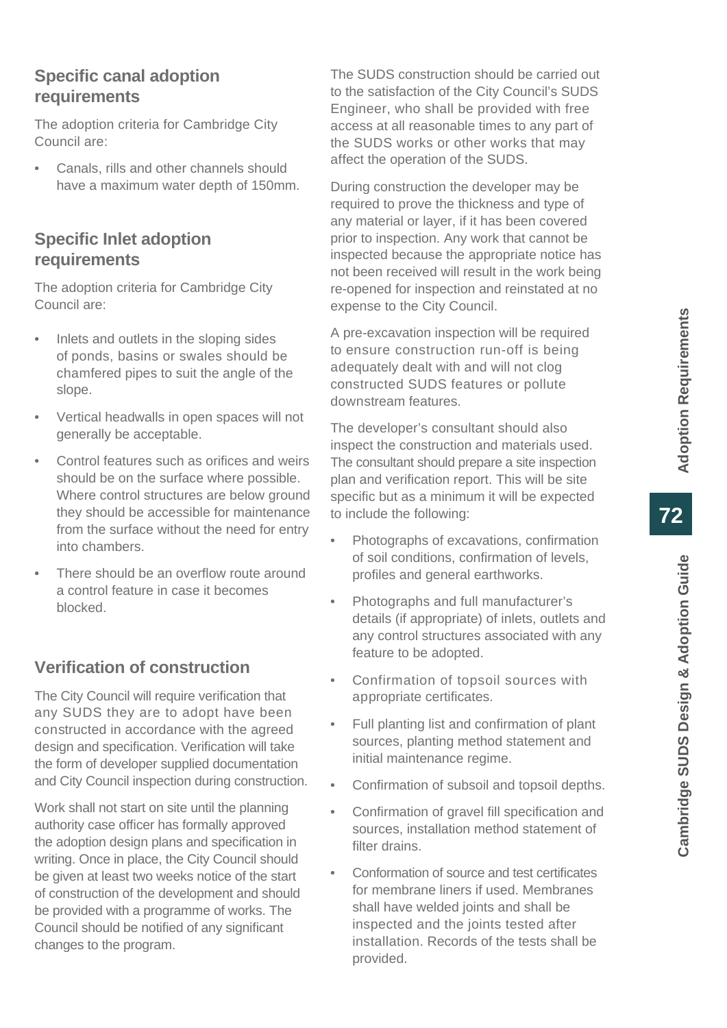## Specific canal adoption requirements

The adoption criteria for Cambridge City Council are:

- Canals, rills and other channels should have a maximum water depth of 150mm.

## Specific Inlet adoption requirements

The adoption criteria for Cambridge City Council are:

- Inlets and outlets in the sloping sides of ponds, basins or swales should be chamfered pipes to suit the angle of the slope.
- Vertical headwalls in open spaces will not generally be acceptable.
- Control features such as orifices and weirs should be on the surface where possible. Where control structures are below ground they should be accessible for maintenance from the surface without the need for entry into chambers.
- There should be an overflow route around a control feature in case it becomes blocked.

## Verification of construction

The City Council will require verification that any SUDS they are to adopt have been constructed in accordance with the agreed design and specification. Verification will take the form of developer supplied documentation and City Council inspection during construction.

Work shall not start on site until the planning authority case officer has formally approved the adoption design plans and specification in writing. Once in place, the City Council should be given at least two weeks notice of the start of construction of the development and should be provided with a programme of works. The Council should be notified of any significant changes to the program.

The SUDS construction should be carried out to the satisfaction of the City Council's SUDS Engineer, who shall be provided with free access at all reasonable times to any part of the SUDS works or other works that may affect the operation of the SUDS.

During construction the developer may be required to prove the thickness and type of any material or layer, if it has been covered prior to inspection. Any work that cannot be inspected because the appropriate notice has not been received will result in the work being re-opened for inspection and reinstated at no expense to the City Council.

A pre-excavation inspection will be required to ensure construction run-off is being adequately dealt with and will not clog constructed SUDS features or pollute downstream features.

The developer's consultant should also inspect the construction and materials used. The consultant should prepare a site inspection plan and verification report. This will be site specific but as a minimum it will be expected to include the following:

- Photographs of excavations, confirmation of soil conditions, confirmation of levels, profiles and general earthworks.
- Photographs and full manufacturer's details (if appropriate) of inlets, outlets and any control structures associated with any feature to be adopted.
- Confirmation of topsoil sources with appropriate certificates.
- Full planting list and confirmation of plant sources, planting method statement and initial maintenance regime.
- Confirmation of subsoil and topsoil depths.
- Confirmation of gravel fill specification and sources, installation method statement of filter drains.
- Conformation of source and test certificates for membrane liners if used. Membranes shall have welded joints and shall be inspected and the joints tested after installation. Records of the tests shall be provided.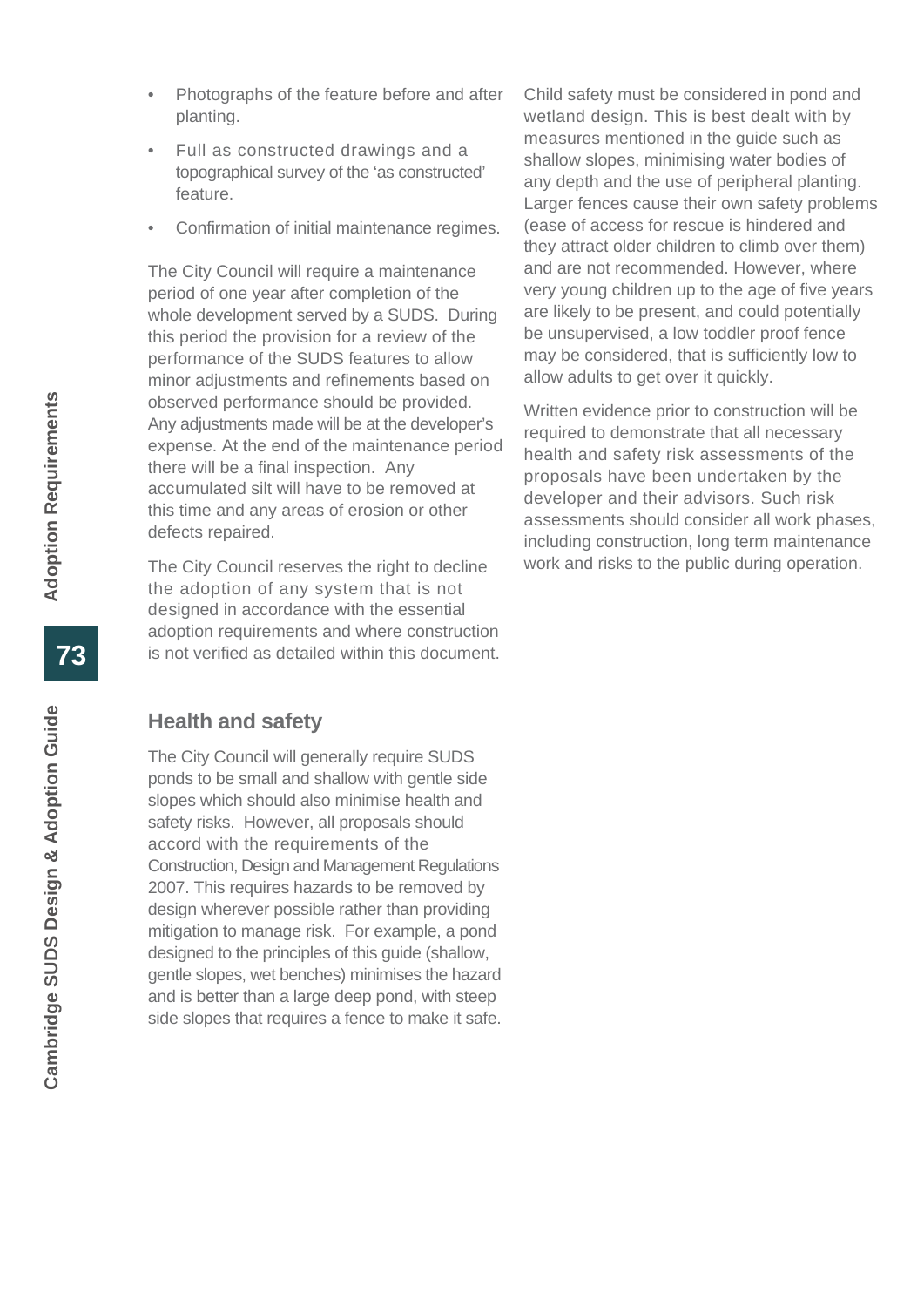- Photographs of the feature before and after planting.
- Full as constructed drawings and a topographical survey of the 'as constructed' feature.
- Confirmation of initial maintenance regimes.

The City Council will require a maintenance period of one year after completion of the whole development served by a SUDS. During this period the provision for a review of the performance of the SUDS features to allow minor adjustments and refinements based on observed performance should be provided. Any adjustments made will be at the developer's expense. At the end of the maintenance period there will be a final inspection. Any accumulated silt will have to be removed at this time and any areas of erosion or other defects repaired.

The City Council reserves the right to decline the adoption of any system that is not designed in accordance with the essential adoption requirements and where construction is not verified as detailed within this document.

## Health and safety

The City Council will generally require SUDS ponds to be small and shallow with gentle side slopes which should also minimise health and safety risks. However, all proposals should accord with the requirements of the Construction, Design and Management Regulations 2007. This requires hazards to be removed by design wherever possible rather than providing mitigation to manage risk. For example, a pond designed to the principles of this guide (shallow, gentle slopes, wet benches) minimises the hazard and is better than a large deep pond, with steep side slopes that requires a fence to make it safe.

Child safety must be considered in pond and wetland design. This is best dealt with by measures mentioned in the guide such as shallow slopes, minimising water bodies of any depth and the use of peripheral planting. Larger fences cause their own safety problems (ease of access for rescue is hindered and they attract older children to climb over them) and are not recommended. However, where very young children up to the age of five years are likely to be present, and could potentially be unsupervised, a low toddler proof fence may be considered, that is sufficiently low to allow adults to get over it quickly.

Written evidence prior to construction will be required to demonstrate that all necessary health and safety risk assessments of the proposals have been undertaken by the developer and their advisors. Such risk assessments should consider all work phases, including construction, long term maintenance work and risks to the public during operation.